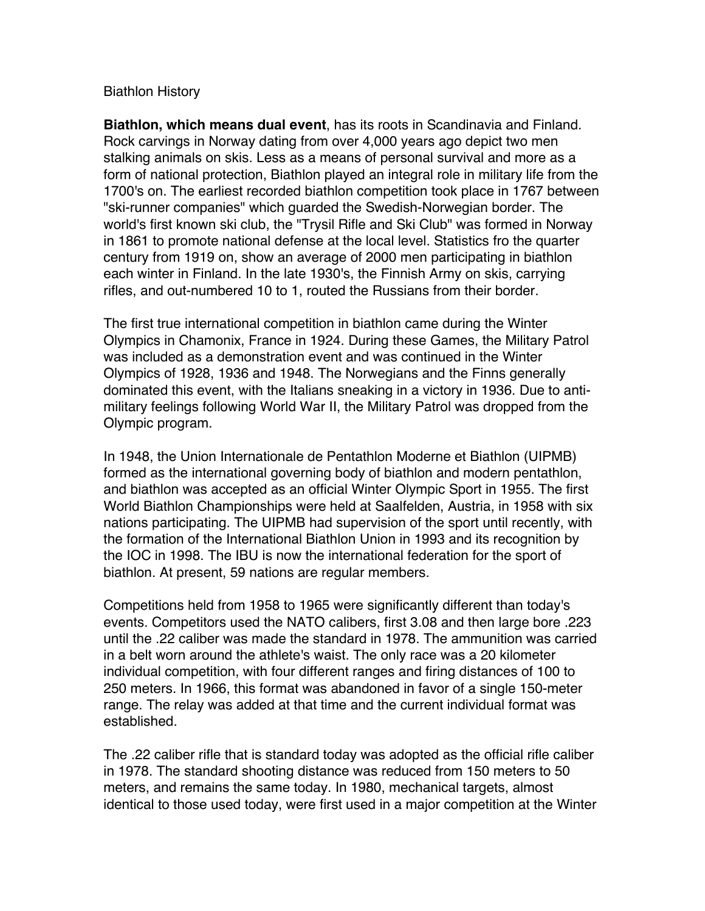Biathlon History

**Biathlon, which means dual event**, has its roots in Scandinavia and Finland. Rock carvings in Norway dating from over 4,000 years ago depict two men stalking animals on skis. Less as a means of personal survival and more as a form of national protection, Biathlon played an integral role in military life from the 1700's on. The earliest recorded biathlon competition took place in 1767 between "ski-runner companies" which guarded the Swedish-Norwegian border. The world's first known ski club, the "Trysil Rifle and Ski Club" was formed in Norway in 1861 to promote national defense at the local level. Statistics fro the quarter century from 1919 on, show an average of 2000 men participating in biathlon each winter in Finland. In the late 1930's, the Finnish Army on skis, carrying rifles, and out-numbered 10 to 1, routed the Russians from their border.

The first true international competition in biathlon came during the Winter Olympics in Chamonix, France in 1924. During these Games, the Military Patrol was included as a demonstration event and was continued in the Winter Olympics of 1928, 1936 and 1948. The Norwegians and the Finns generally dominated this event, with the Italians sneaking in a victory in 1936. Due to anti-military feelings following World War II, the Military Patrol was dropped from the Olympic program.

In 1948, the Union Internationale de Pentathlon Moderne et Biathlon (UIPMB) formed as the international governing body of biathlon and modern pentathlon, and biathlon was accepted as an official Winter Olympic Sport in 1955. The first World Biathlon Championships were held at Saalfelden, Austria, in 1958 with six nations participating. The UIPMB had supervision of the sport until recently, with the formation of the International Biathlon Union in 1993 and its recognition by the IOC in 1998. The IBU is now the international federation for the sport of biathlon. At present, 59 nations are regular members.

Competitions held from 1958 to 1965 were significantly different than today's events. Competitors used the NATO calibers, first 3.08 and then large bore .223 until the .22 caliber was made the standard in 1978. The ammunition was carried in a belt worn around the athlete's waist. The only race was a 20 kilometer individual competition, with four different ranges and firing distances of 100 to 250 meters. In 1966, this format was abandoned in favor of a single 150-meter range. The relay was added at that time and the current individual format was established.

The .22 caliber rifle that is standard today was adopted as the official rifle caliber in 1978. The standard shooting distance was reduced from 150 meters to 50 meters, and remains the same today. In 1980, mechanical targets, almost identical to those used today, were first used in a major competition at the Winter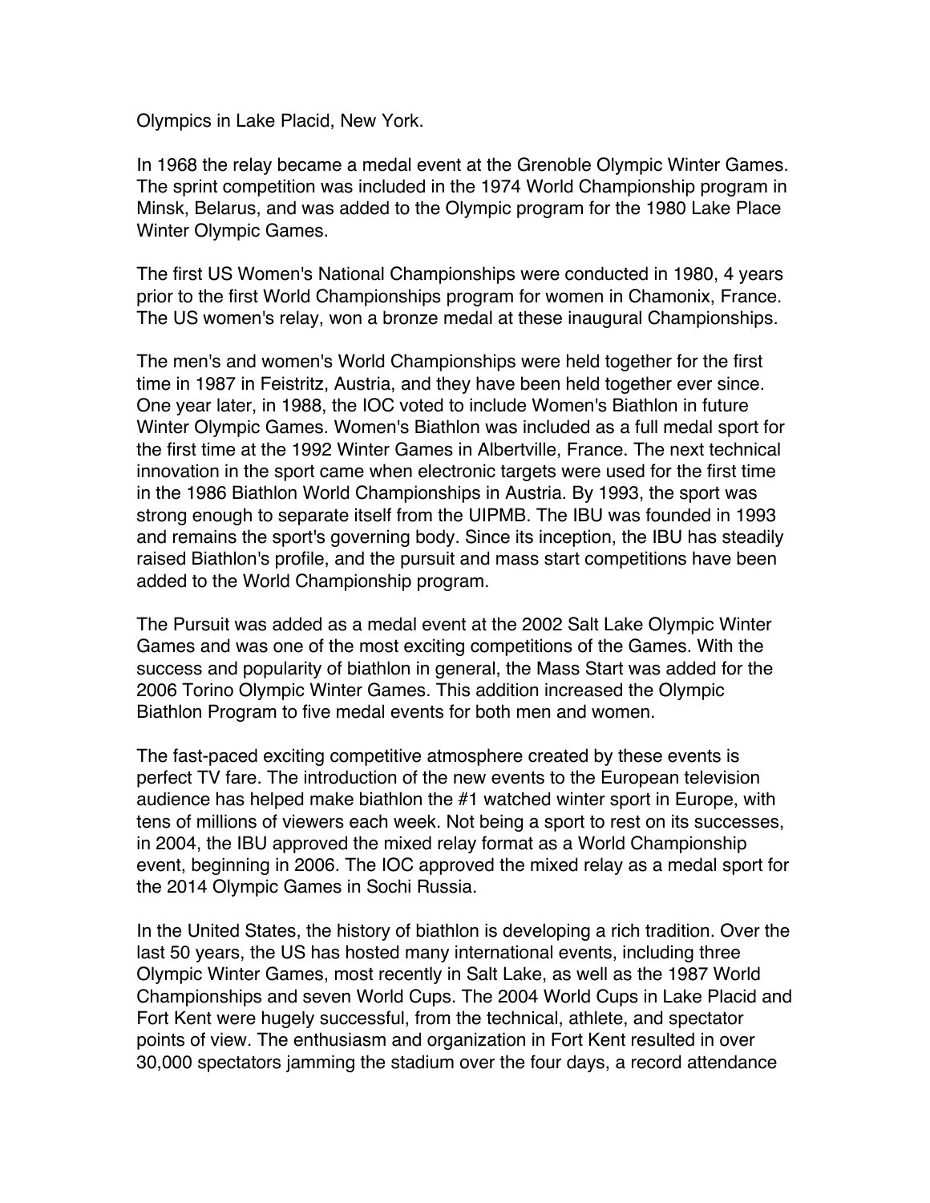Olympics in Lake Placid, New York.

In 1968 the relay became a medal event at the Grenoble Olympic Winter Games. The sprint competition was included in the 1974 World Championship program in Minsk, Belarus, and was added to the Olympic program for the 1980 Lake Place Winter Olympic Games.

The first US Women's National Championships were conducted in 1980, 4 years prior to the first World Championships program for women in Chamonix, France. The US women's relay, won a bronze medal at these inaugural Championships.

The men's and women's World Championships were held together for the first time in 1987 in Feistritz, Austria, and they have been held together ever since. One year later, in 1988, the IOC voted to include Women's Biathlon in future Winter Olympic Games. Women's Biathlon was included as a full medal sport for the first time at the 1992 Winter Games in Albertville, France. The next technical innovation in the sport came when electronic targets were used for the first time in the 1986 Biathlon World Championships in Austria. By 1993, the sport was strong enough to separate itself from the UIPMB. The IBU was founded in 1993 and remains the sport's governing body. Since its inception, the IBU has steadily raised Biathlon's profile, and the pursuit and mass start competitions have been added to the World Championship program.

The Pursuit was added as a medal event at the 2002 Salt Lake Olympic Winter Games and was one of the most exciting competitions of the Games. With the success and popularity of biathlon in general, the Mass Start was added for the 2006 Torino Olympic Winter Games. This addition increased the Olympic Biathlon Program to five medal events for both men and women.

The fast-paced exciting competitive atmosphere created by these events is perfect TV fare. The introduction of the new events to the European television audience has helped make biathlon the #1 watched winter sport in Europe, with tens of millions of viewers each week. Not being a sport to rest on its successes, in 2004, the IBU approved the mixed relay format as a World Championship event, beginning in 2006. The IOC approved the mixed relay as a medal sport for the 2014 Olympic Games in Sochi Russia.

In the United States, the history of biathlon is developing a rich tradition. Over the last 50 years, the US has hosted many international events, including three Olympic Winter Games, most recently in Salt Lake, as well as the 1987 World Championships and seven World Cups. The 2004 World Cups in Lake Placid and Fort Kent were hugely successful, from the technical, athlete, and spectator points of view. The enthusiasm and organization in Fort Kent resulted in over 30,000 spectators jamming the stadium over the four days, a record attendance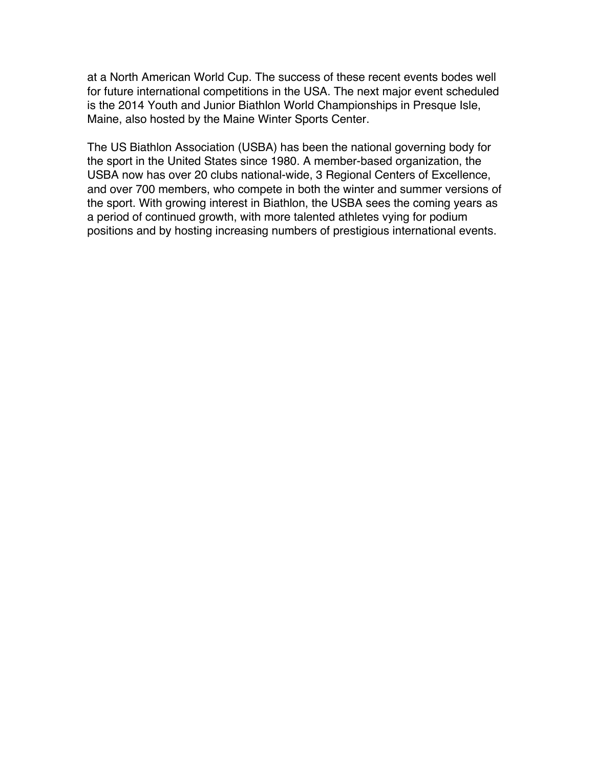at a North American World Cup. The success of these recent events bodes well for future international competitions in the USA. The next major event scheduled is the 2014 Youth and Junior Biathlon World Championships in Presque Isle, Maine, also hosted by the Maine Winter Sports Center.

The US Biathlon Association (USBA) has been the national governing body for the sport in the United States since 1980. A member-based organization, the USBA now has over 20 clubs national-wide, 3 Regional Centers of Excellence, and over 700 members, who compete in both the winter and summer versions of the sport. With growing interest in Biathlon, the USBA sees the coming years as a period of continued growth, with more talented athletes vying for podium positions and by hosting increasing numbers of prestigious international events.